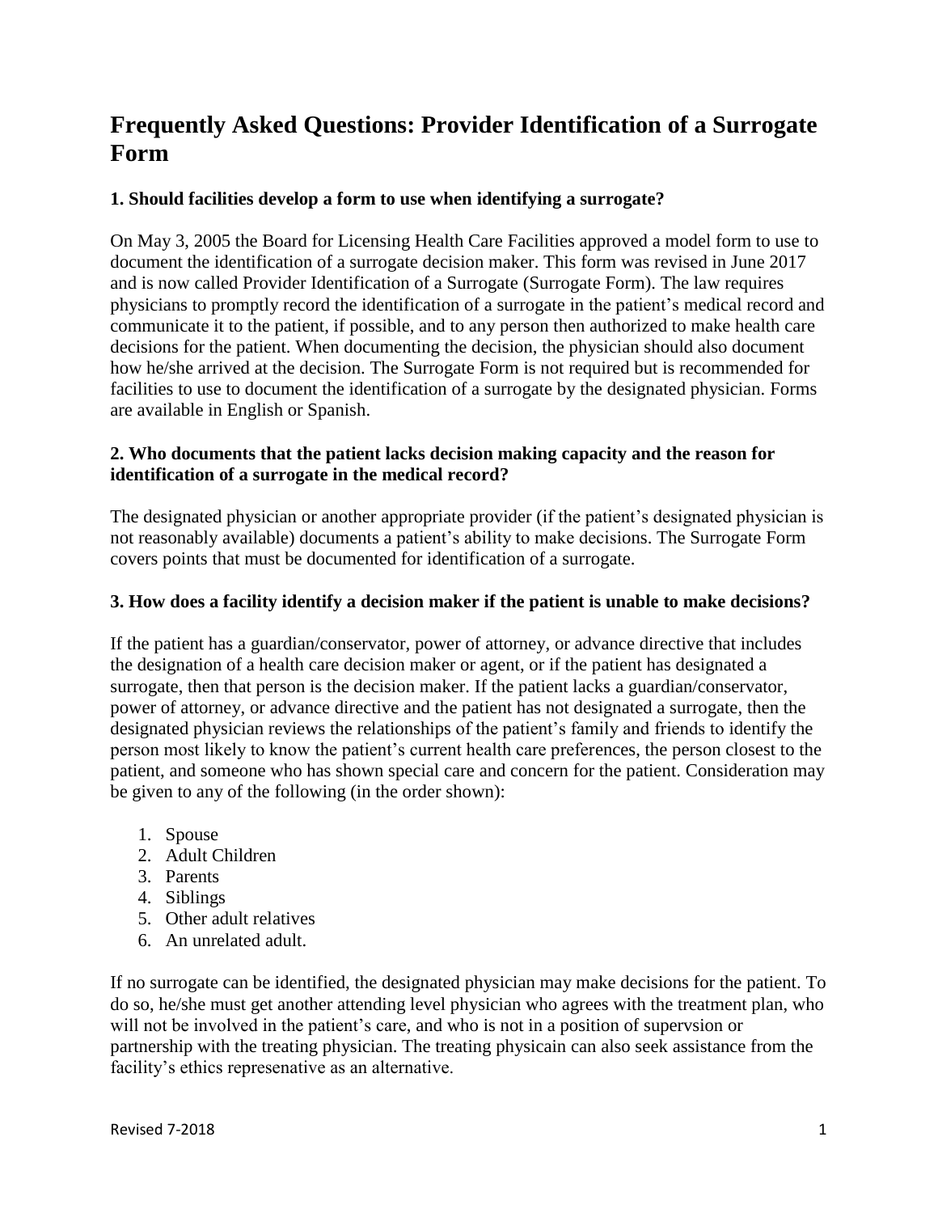# Frequently Asked Questions: Provider Identification of a Surrogate Form

### 1. Should facilities develop a form to use when identifying a surrogate?

On May 3, 2005 the Board for Licensing Health Care Facilities approved a model form to use to document the identification of a surrogate decision maker. This form was revised in June 2017 and is now called Provider Identification of a Surrogate (Surrogate Form). The law requires physicians to promptly record the identification of a surrogate in the patient's medical record and communicate it to the patient, if possible, and to any person then authorized to make health care decisions for the patient. When documenting the decision, the physician should also document how he/she arrived at the decision. The Surrogate Form is not required but is recommended for facilities to use to document the identification of a surrogate by the designated physician. Forms are available in English or Spanish.

### 2. Who documents that the patient lacks decision making capacity and the reason for identification of a surrogate in the medical record?

The designated physician or another appropriate provider (if the patient's designated physician is not reasonably available) documents a patient's ability to make decisions. The Surrogate Form covers points that must be documented for identification of a surrogate.

### 3. How does a facility identify a decision maker if the patient is unable to make decisions?

If the patient has a guardian/conservator, power of attorney, or advance directive that includes the designation of a health care decision maker or agent, or if the patient has designated a surrogate, then that person is the decision maker. If the patient lacks a guardian/conservator, power of attorney, or advance directive and the patient has not designated a surrogate, then the designated physician reviews the relationships of the patient's family and friends to identify the person most likely to know the patient's current health care preferences, the person closest to the patient, and someone who has shown special care and concern for the patient. Consideration may be given to any of the following (in the order shown):

1. Spouse
2. Adult Children
3. Parents
4. Siblings
5. Other adult relatives
6. An unrelated adult.

If no surrogate can be identified, the designated physician may make decisions for the patient. To do so, he/she must get another attending level physician who agrees with the treatment plan, who will not be involved in the patient's care, and who is not in a position of supervsion or partnership with the treating physician. The treating physicain can also seek assistance from the facility's ethics represenative as an alternative.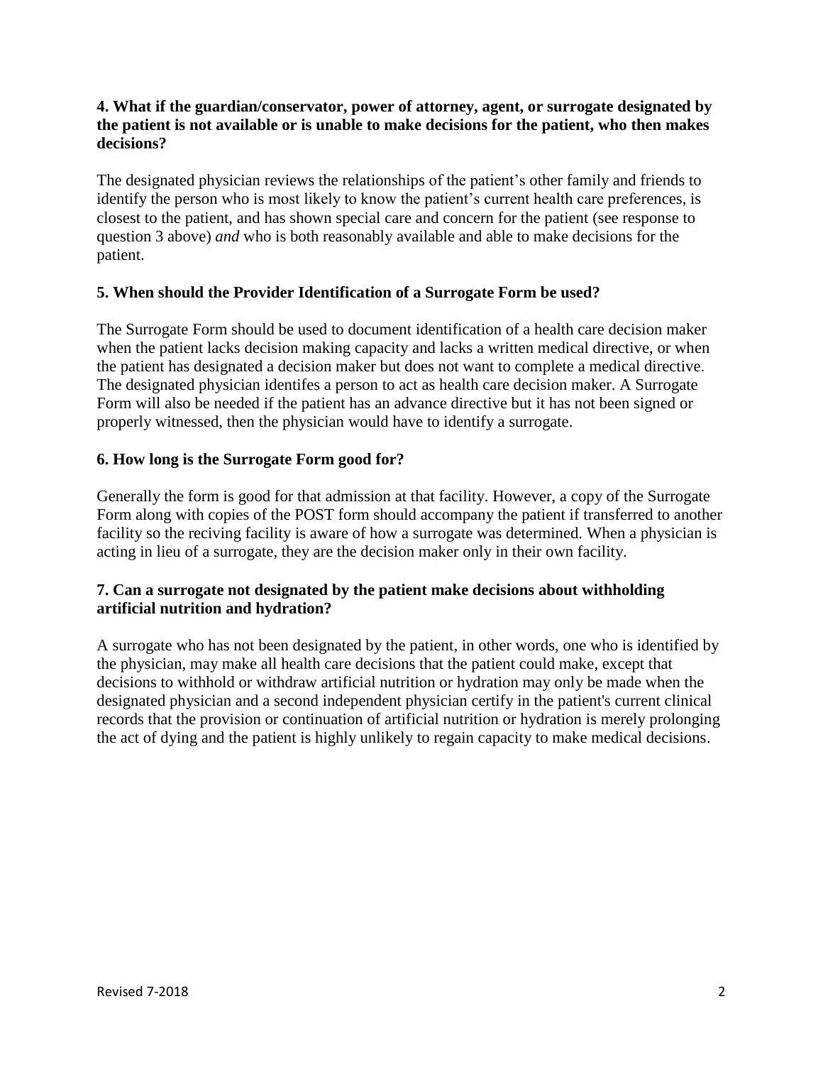**4. What if the guardian/conservator, power of attorney, agent, or surrogate designated by the patient is not available or is unable to make decisions for the patient, who then makes decisions?**

The designated physician reviews the relationships of the patient's other family and friends to identify the person who is most likely to know the patient's current health care preferences, is closest to the patient, and has shown special care and concern for the patient (see response to question 3 above) *and* who is both reasonably available and able to make decisions for the patient.

**5. When should the Provider Identification of a Surrogate Form be used?**

The Surrogate Form should be used to document identification of a health care decision maker when the patient lacks decision making capacity and lacks a written medical directive, or when the patient has designated a decision maker but does not want to complete a medical directive. The designated physician identifes a person to act as health care decision maker. A Surrogate Form will also be needed if the patient has an advance directive but it has not been signed or properly witnessed, then the physician would have to identify a surrogate.

**6. How long is the Surrogate Form good for?**

Generally the form is good for that admission at that facility. However, a copy of the Surrogate Form along with copies of the POST form should accompany the patient if transferred to another facility so the reciving facility is aware of how a surrogate was determined. When a physician is acting in lieu of a surrogate, they are the decision maker only in their own facility.

**7. Can a surrogate not designated by the patient make decisions about withholding artificial nutrition and hydration?**

A surrogate who has not been designated by the patient, in other words, one who is identified by the physician, may make all health care decisions that the patient could make, except that decisions to withhold or withdraw artificial nutrition or hydration may only be made when the designated physician and a second independent physician certify in the patient's current clinical records that the provision or continuation of artificial nutrition or hydration is merely prolonging the act of dying and the patient is highly unlikely to regain capacity to make medical decisions.

Revised 7-2018